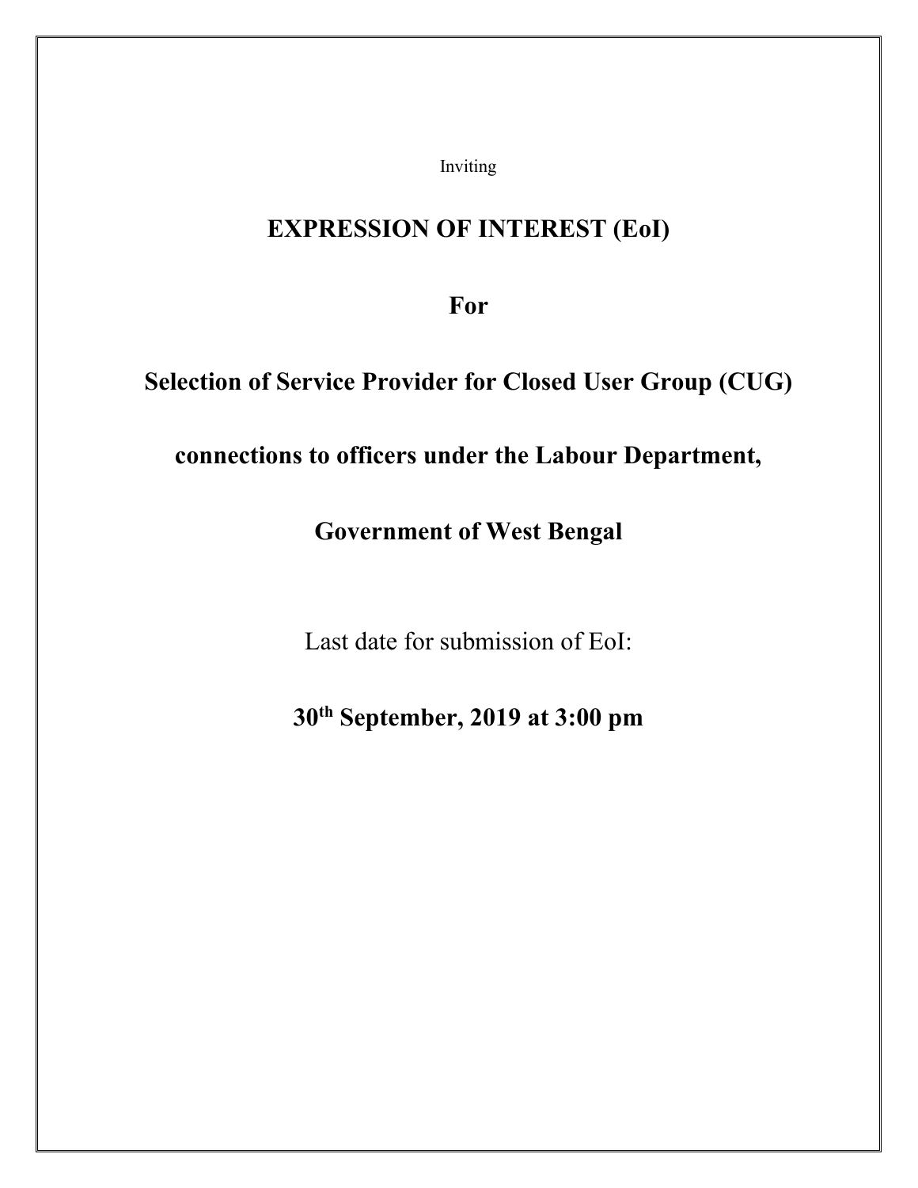Inviting

# EXPRESSION OF INTEREST (EoI)

**For**

**Selection of Service Provider for Closed User Group (CUG)**

**connections to officers under the Labour Department,**

**Government of West Bengal**

Last date for submission of EoI:

**30th September, 2019 at 3:00 pm**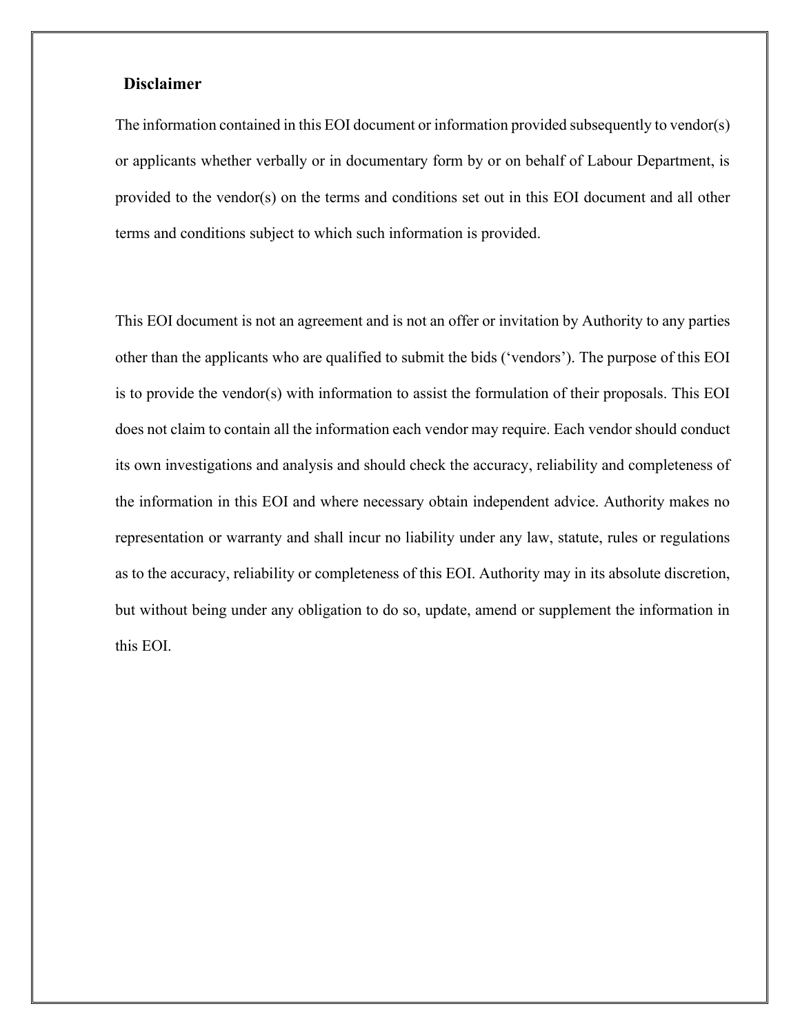## Disclaimer

The information contained in this EOI document or information provided subsequently to vendor(s) or applicants whether verbally or in documentary form by or on behalf of Labour Department, is provided to the vendor(s) on the terms and conditions set out in this EOI document and all other terms and conditions subject to which such information is provided.

This EOI document is not an agreement and is not an offer or invitation by Authority to any parties other than the applicants who are qualified to submit the bids ('vendors'). The purpose of this EOI is to provide the vendor(s) with information to assist the formulation of their proposals. This EOI does not claim to contain all the information each vendor may require. Each vendor should conduct its own investigations and analysis and should check the accuracy, reliability and completeness of the information in this EOI and where necessary obtain independent advice. Authority makes no representation or warranty and shall incur no liability under any law, statute, rules or regulations as to the accuracy, reliability or completeness of this EOI. Authority may in its absolute discretion, but without being under any obligation to do so, update, amend or supplement the information in this EOI.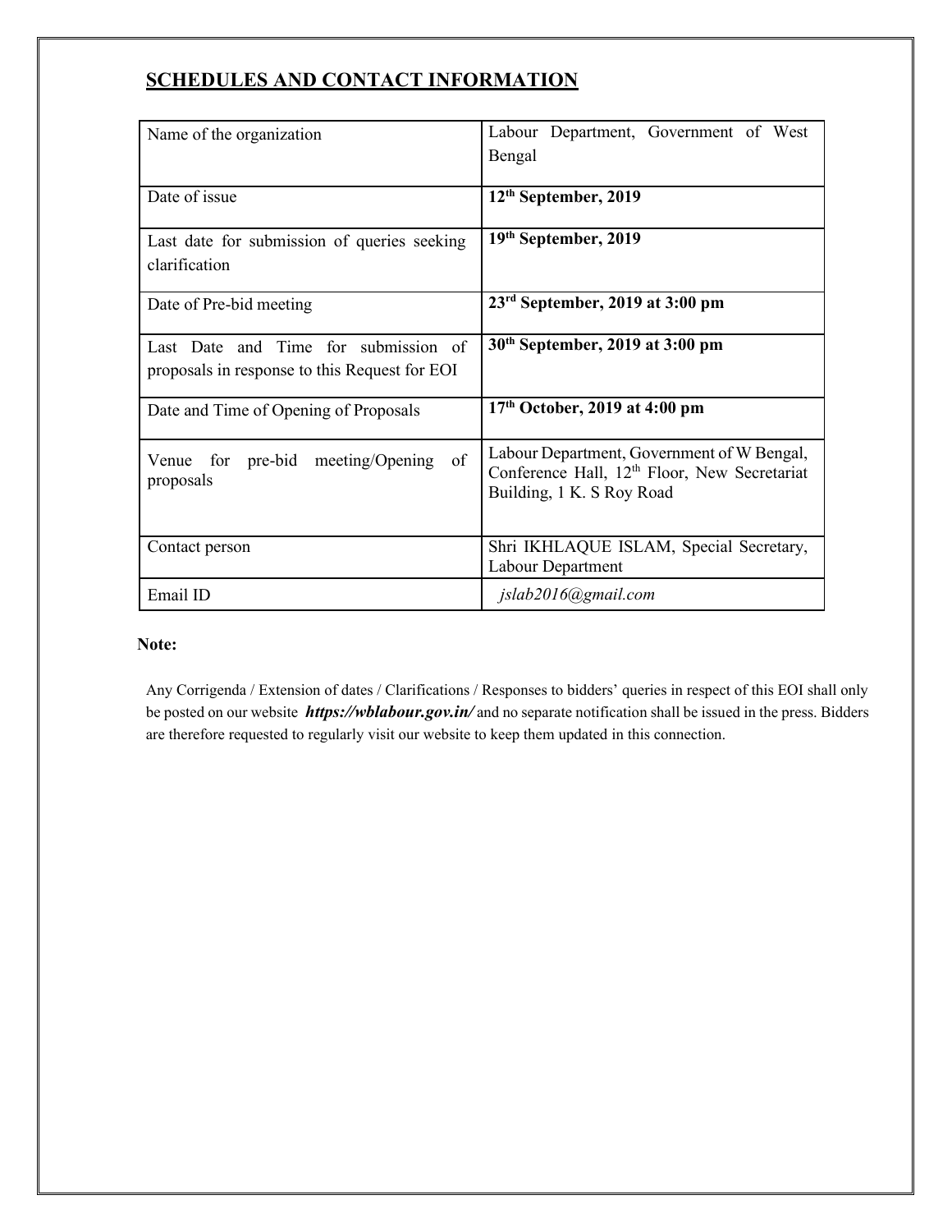## SCHEDULES AND CONTACT INFORMATION

| | |
|---|---|
| Name of the organization | Labour Department, Government of West Bengal |
| Date of issue | **12th September, 2019** |
| Last date for submission of queries seeking clarification | **19th September, 2019** |
| Date of Pre-bid meeting | **23rd September, 2019 at 3:00 pm** |
| Last Date and Time for submission of proposals in response to this Request for EOI | **30th September, 2019 at 3:00 pm** |
| Date and Time of Opening of Proposals | **17th October, 2019 at 4:00 pm** |
| Venue for pre-bid meeting/Opening of proposals | Labour Department, Government of W Bengal, Conference Hall, 12th Floor, New Secretariat Building, 1 K. S Roy Road |
| Contact person | Shri IKHLAQUE ISLAM, Special Secretary, Labour Department |
| Email ID | *jslab2016@gmail.com* |

**Note:**

Any Corrigenda / Extension of dates / Clarifications / Responses to bidders' queries in respect of this EOI shall only be posted on our website ***https://wblabour.gov.in/*** and no separate notification shall be issued in the press. Bidders are therefore requested to regularly visit our website to keep them updated in this connection.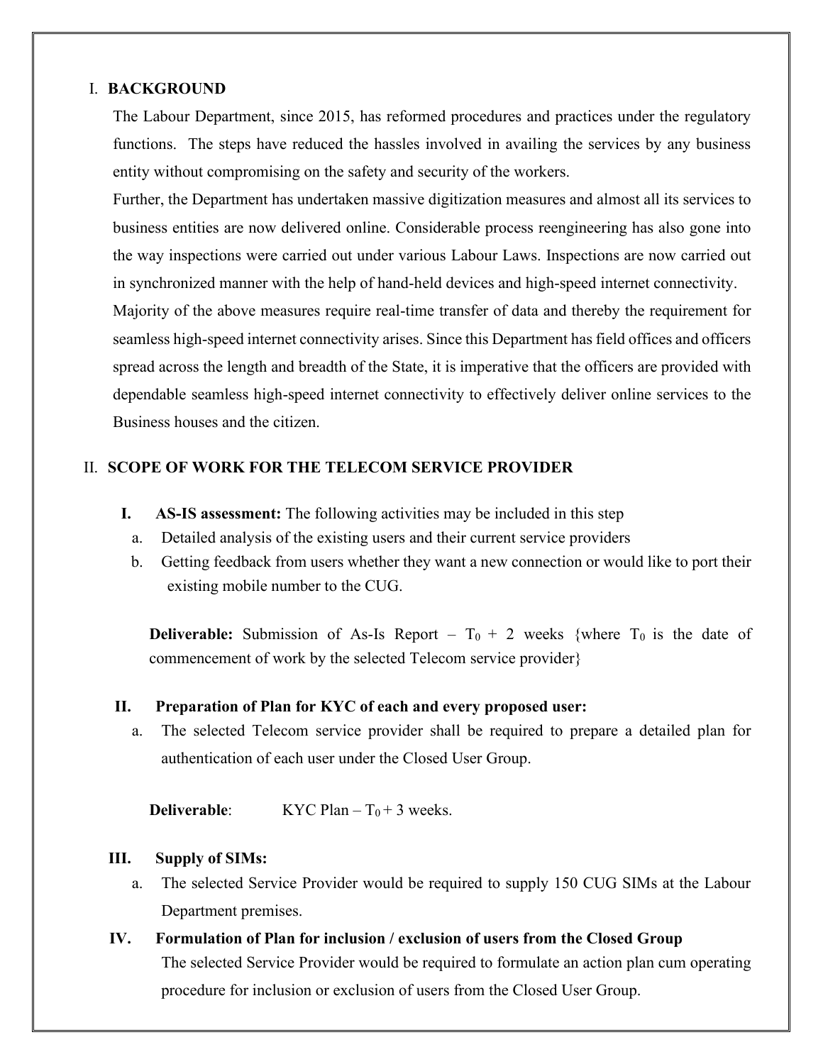## I. BACKGROUND

The Labour Department, since 2015, has reformed procedures and practices under the regulatory functions. The steps have reduced the hassles involved in availing the services by any business entity without compromising on the safety and security of the workers.

Further, the Department has undertaken massive digitization measures and almost all its services to business entities are now delivered online. Considerable process reengineering has also gone into the way inspections were carried out under various Labour Laws. Inspections are now carried out in synchronized manner with the help of hand-held devices and high-speed internet connectivity.

Majority of the above measures require real-time transfer of data and thereby the requirement for seamless high-speed internet connectivity arises. Since this Department has field offices and officers spread across the length and breadth of the State, it is imperative that the officers are provided with dependable seamless high-speed internet connectivity to effectively deliver online services to the Business houses and the citizen.

## II. SCOPE OF WORK FOR THE TELECOM SERVICE PROVIDER

**I. AS-IS assessment:** The following activities may be included in this step

a. Detailed analysis of the existing users and their current service providers

b. Getting feedback from users whether they want a new connection or would like to port their existing mobile number to the CUG.

**Deliverable:** Submission of As-Is Report – $T_0$ + 2 weeks {where $T_0$ is the date of commencement of work by the selected Telecom service provider}

**II. Preparation of Plan for KYC of each and every proposed user:**

a. The selected Telecom service provider shall be required to prepare a detailed plan for authentication of each user under the Closed User Group.

**Deliverable**: KYC Plan – $T_0$ + 3 weeks.

**III. Supply of SIMs:**

a. The selected Service Provider would be required to supply 150 CUG SIMs at the Labour Department premises.

**IV. Formulation of Plan for inclusion / exclusion of users from the Closed Group**

The selected Service Provider would be required to formulate an action plan cum operating procedure for inclusion or exclusion of users from the Closed User Group.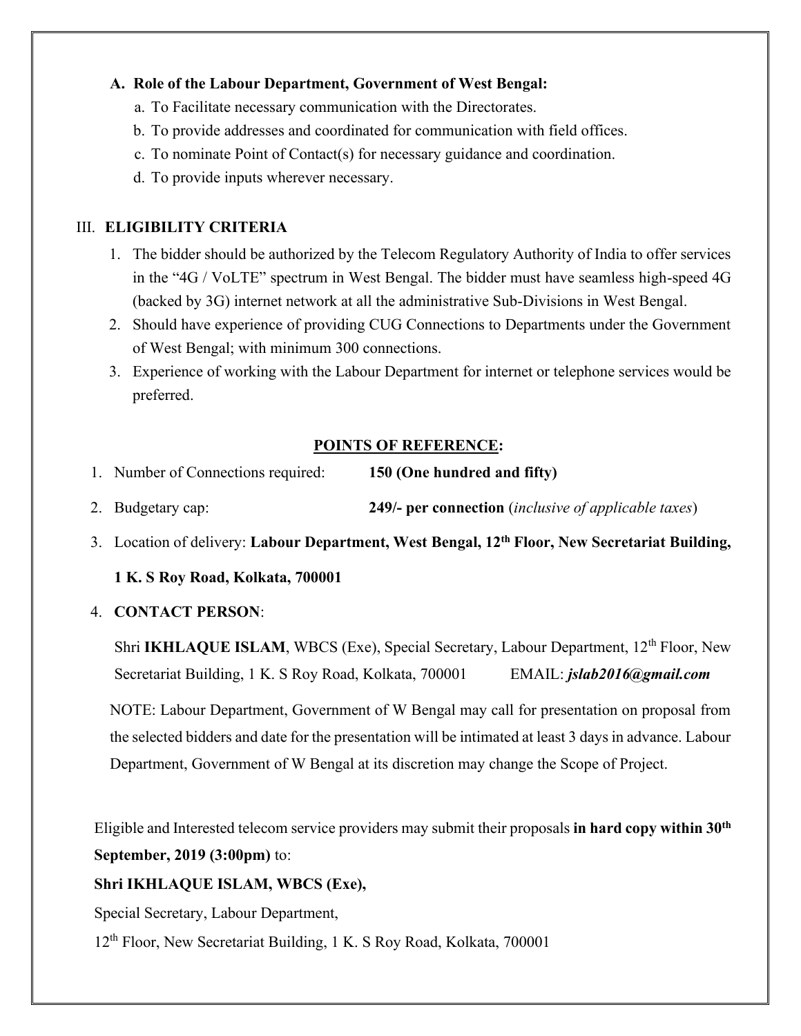**A. Role of the Labour Department, Government of West Bengal:**

a. To Facilitate necessary communication with the Directorates.

b. To provide addresses and coordinated for communication with field offices.

c. To nominate Point of Contact(s) for necessary guidance and coordination.

d. To provide inputs wherever necessary.

## III. ELIGIBILITY CRITERIA

1. The bidder should be authorized by the Telecom Regulatory Authority of India to offer services in the "4G / VoLTE" spectrum in West Bengal. The bidder must have seamless high-speed 4G (backed by 3G) internet network at all the administrative Sub-Divisions in West Bengal.
2. Should have experience of providing CUG Connections to Departments under the Government of West Bengal; with minimum 300 connections.
3. Experience of working with the Labour Department for internet or telephone services would be preferred.

### POINTS OF REFERENCE:

1. Number of Connections required: **150 (One hundred and fifty)**
2. Budgetary cap: **249/- per connection** (*inclusive of applicable taxes*)
3. Location of delivery: **Labour Department, West Bengal, 12th Floor, New Secretariat Building, 1 K. S Roy Road, Kolkata, 700001**
4. **CONTACT PERSON**:

   Shri **IKHLAQUE ISLAM**, WBCS (Exe), Special Secretary, Labour Department, 12th Floor, New Secretariat Building, 1 K. S Roy Road, Kolkata, 700001 EMAIL: ***jslab2016@gmail.com***

NOTE: Labour Department, Government of W Bengal may call for presentation on proposal from the selected bidders and date for the presentation will be intimated at least 3 days in advance. Labour Department, Government of W Bengal at its discretion may change the Scope of Project.

Eligible and Interested telecom service providers may submit their proposals **in hard copy within 30th September, 2019 (3:00pm)** to:

**Shri IKHLAQUE ISLAM, WBCS (Exe),**

Special Secretary, Labour Department,

12th Floor, New Secretariat Building, 1 K. S Roy Road, Kolkata, 700001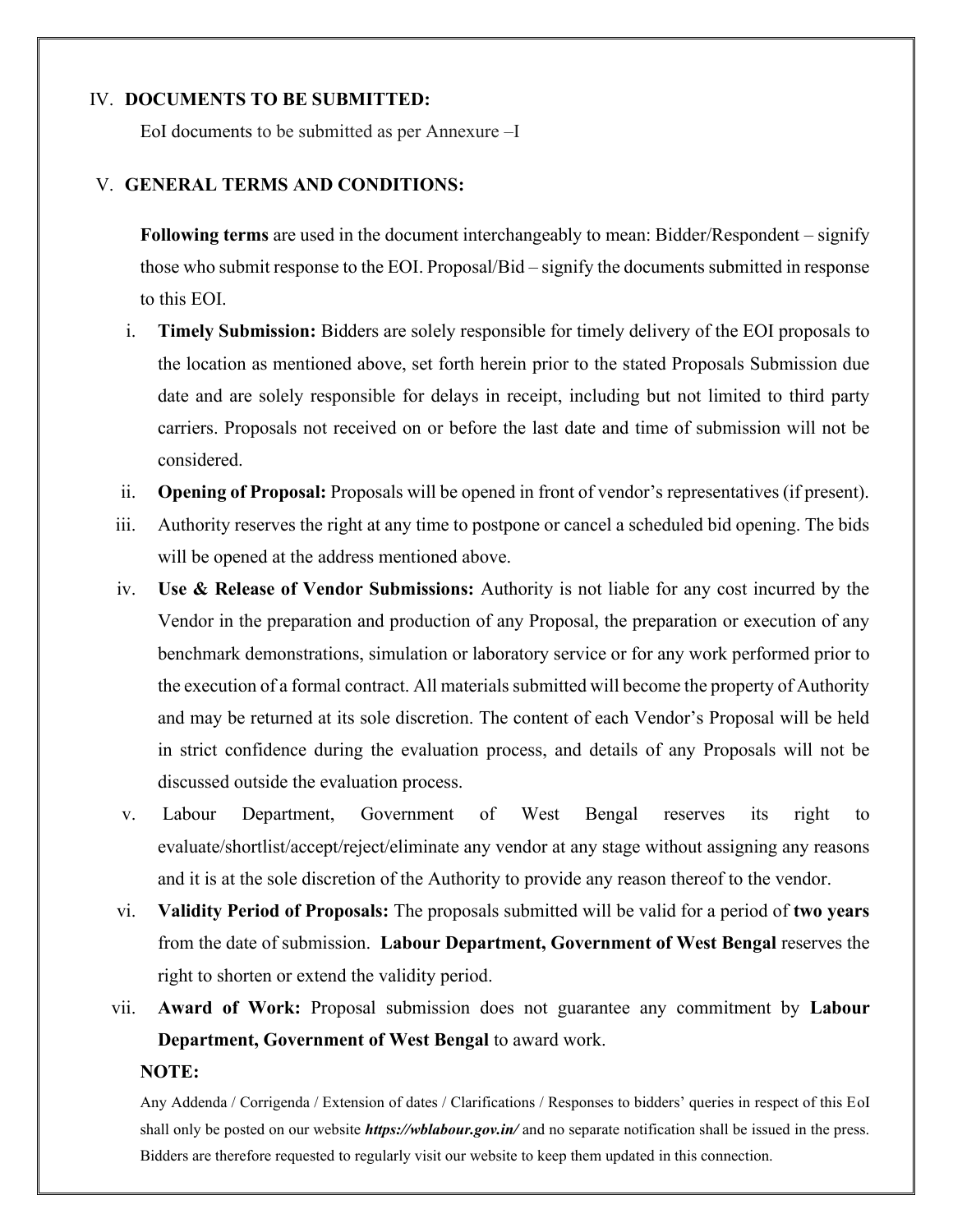## IV. DOCUMENTS TO BE SUBMITTED:

EoI documents to be submitted as per Annexure –I

## V. GENERAL TERMS AND CONDITIONS:

**Following terms** are used in the document interchangeably to mean: Bidder/Respondent – signify those who submit response to the EOI. Proposal/Bid – signify the documents submitted in response to this EOI.

i. **Timely Submission:** Bidders are solely responsible for timely delivery of the EOI proposals to the location as mentioned above, set forth herein prior to the stated Proposals Submission due date and are solely responsible for delays in receipt, including but not limited to third party carriers. Proposals not received on or before the last date and time of submission will not be considered.

ii. **Opening of Proposal:** Proposals will be opened in front of vendor's representatives (if present).

iii. Authority reserves the right at any time to postpone or cancel a scheduled bid opening. The bids will be opened at the address mentioned above.

iv. **Use & Release of Vendor Submissions:** Authority is not liable for any cost incurred by the Vendor in the preparation and production of any Proposal, the preparation or execution of any benchmark demonstrations, simulation or laboratory service or for any work performed prior to the execution of a formal contract. All materials submitted will become the property of Authority and may be returned at its sole discretion. The content of each Vendor's Proposal will be held in strict confidence during the evaluation process, and details of any Proposals will not be discussed outside the evaluation process.

v. Labour Department, Government of West Bengal reserves its right to evaluate/shortlist/accept/reject/eliminate any vendor at any stage without assigning any reasons and it is at the sole discretion of the Authority to provide any reason thereof to the vendor.

vi. **Validity Period of Proposals:** The proposals submitted will be valid for a period of **two years** from the date of submission. **Labour Department, Government of West Bengal** reserves the right to shorten or extend the validity period.

vii. **Award of Work:** Proposal submission does not guarantee any commitment by **Labour Department, Government of West Bengal** to award work.

**NOTE:**

Any Addenda / Corrigenda / Extension of dates / Clarifications / Responses to bidders' queries in respect of this EoI shall only be posted on our website ***https://wblabour.gov.in/*** and no separate notification shall be issued in the press. Bidders are therefore requested to regularly visit our website to keep them updated in this connection.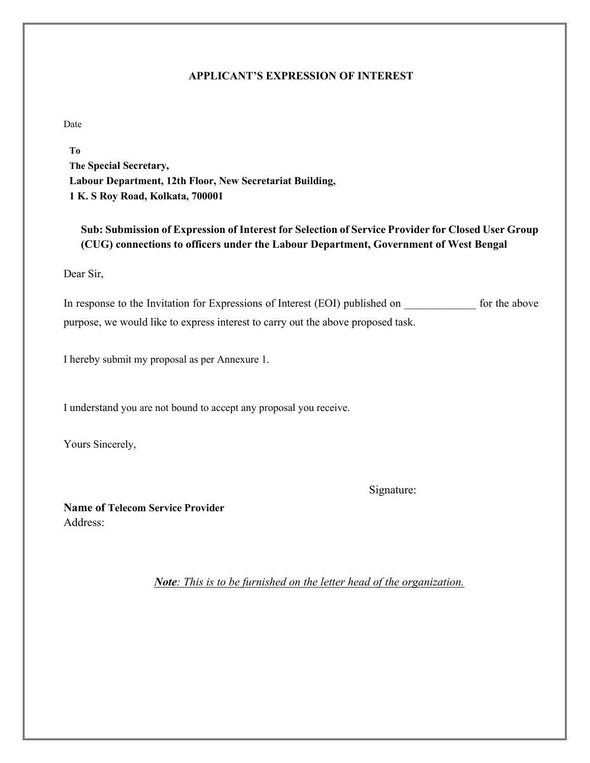## APPLICANT'S EXPRESSION OF INTEREST

Date

**To**
**The Special Secretary,**
**Labour Department, 12th Floor, New Secretariat Building,**
**1 K. S Roy Road, Kolkata, 700001**

**Sub: Submission of Expression of Interest for Selection of Service Provider for Closed User Group (CUG) connections to officers under the Labour Department, Government of West Bengal**

Dear Sir,

In response to the Invitation for Expressions of Interest (EOI) published on _____________ for the above purpose, we would like to express interest to carry out the above proposed task.

I hereby submit my proposal as per Annexure 1.

I understand you are not bound to accept any proposal you receive.

Yours Sincerely,

Signature:

**Name of Telecom Service Provider**
Address:

***Note**: This is to be furnished on the letter head of the organization.*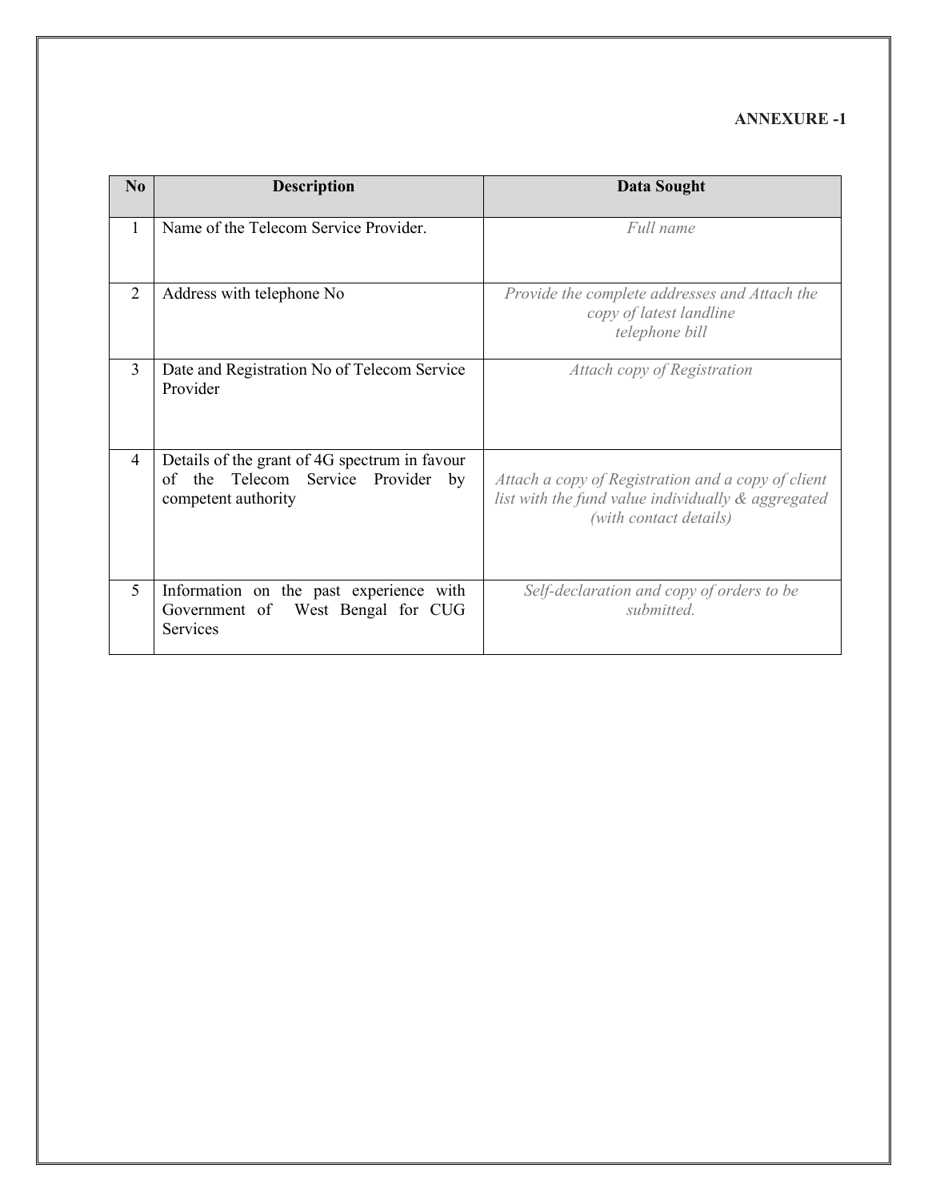**ANNEXURE -1**

| No | Description | Data Sought |
|---|---|---|
| 1 | Name of the Telecom Service Provider. | *Full name* |
| 2 | Address with telephone No | *Provide the complete addresses and Attach the copy of latest landline telephone bill* |
| 3 | Date and Registration No of Telecom Service Provider | *Attach copy of Registration* |
| 4 | Details of the grant of 4G spectrum in favour of the Telecom Service Provider by competent authority | *Attach a copy of Registration and a copy of client list with the fund value individually & aggregated (with contact details)* |
| 5 | Information on the past experience with Government of West Bengal for CUG Services | *Self-declaration and copy of orders to be submitted.* |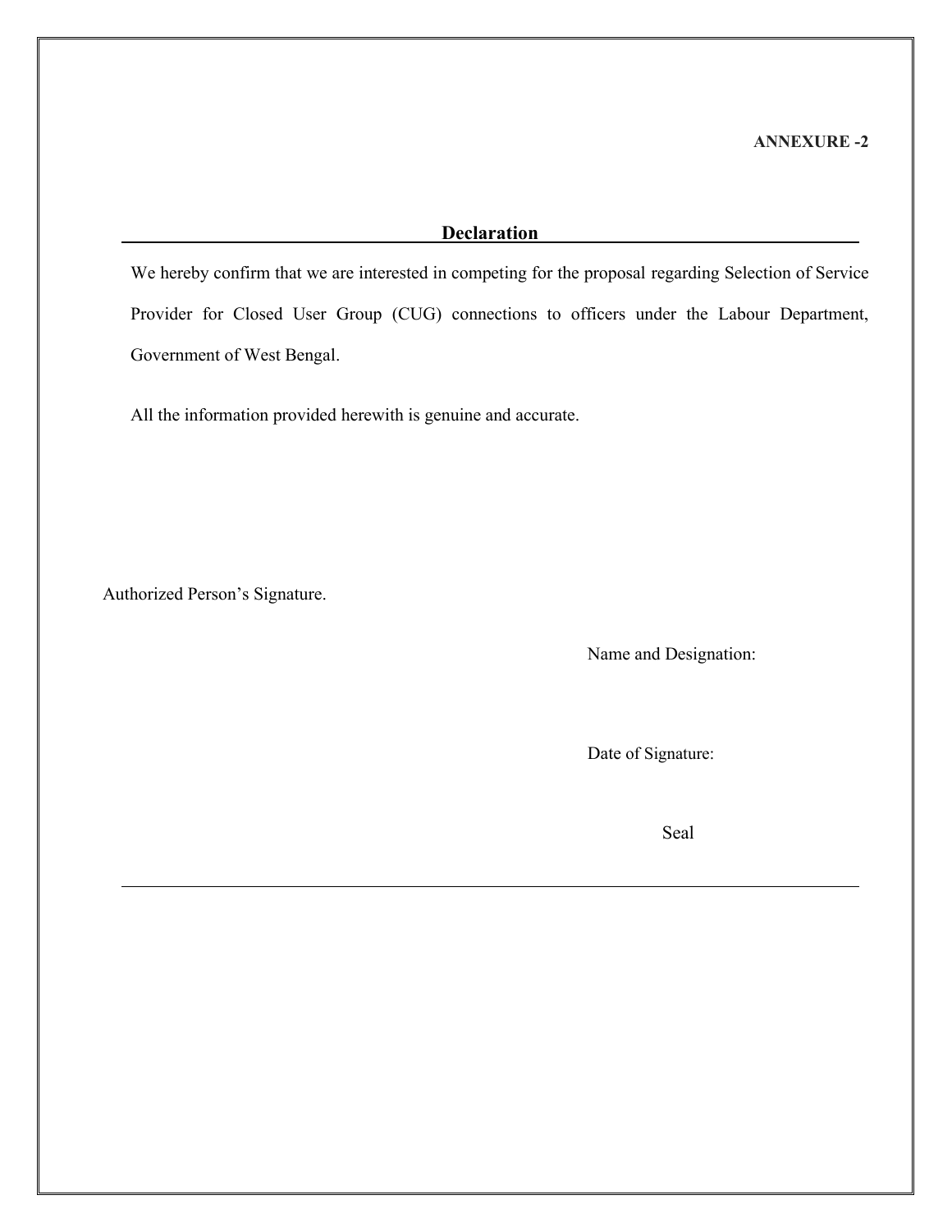**ANNEXURE -2**

## Declaration

We hereby confirm that we are interested in competing for the proposal regarding Selection of Service Provider for Closed User Group (CUG) connections to officers under the Labour Department, Government of West Bengal.

All the information provided herewith is genuine and accurate.

Authorized Person's Signature.

Name and Designation:

Date of Signature:

Seal